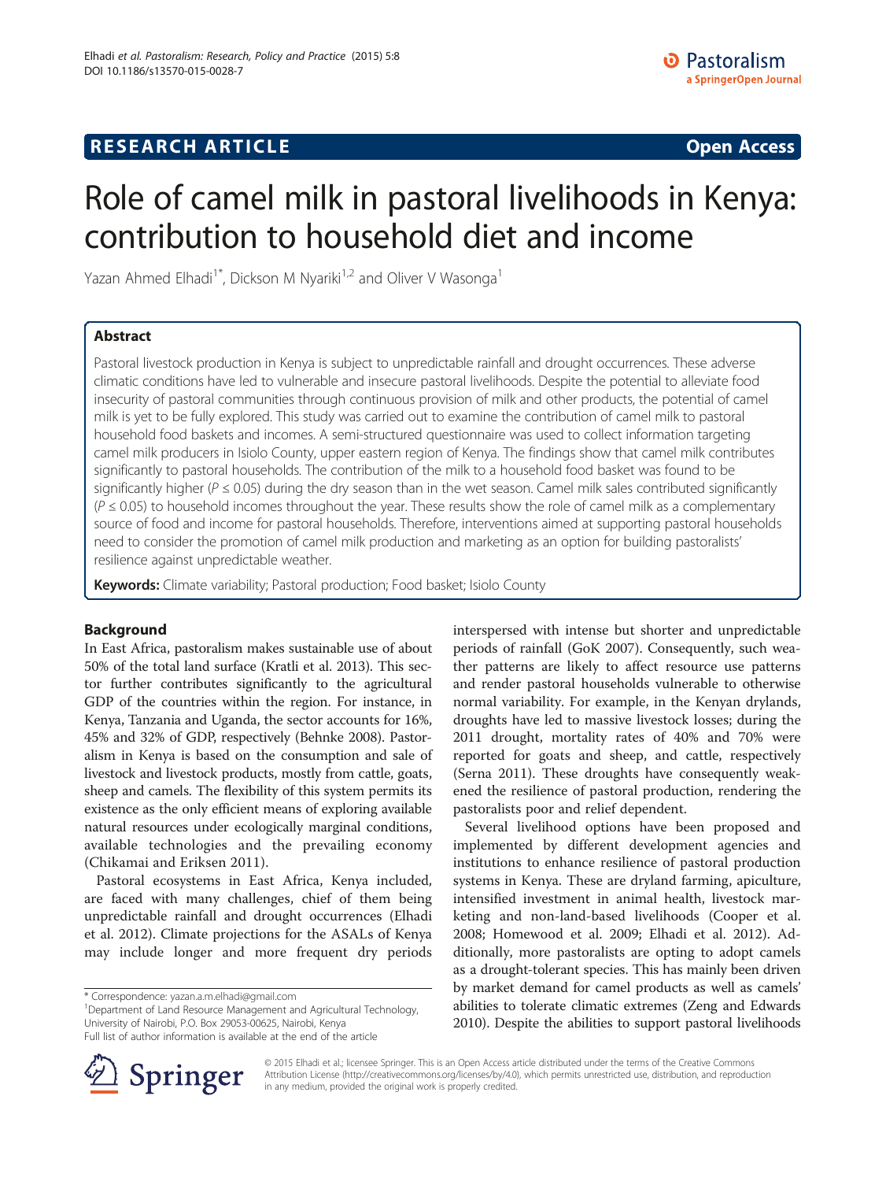RESEARCH ARTICLE

Open Access

# Role of camel milk in pastoral livelihoods in Kenya: contribution to household diet and income

Yazan Ahmed Elhadi[1*], Dickson M Nyariki[1,2] and Oliver V Wasonga[1]

## Abstract

Pastoral livestock production in Kenya is subject to unpredictable rainfall and drought occurrences. These adverse climatic conditions have led to vulnerable and insecure pastoral livelihoods. Despite the potential to alleviate food insecurity of pastoral communities through continuous provision of milk and other products, the potential of camel milk is yet to be fully explored. This study was carried out to examine the contribution of camel milk to pastoral household food baskets and incomes. A semi-structured questionnaire was used to collect information targeting camel milk producers in Isiolo County, upper eastern region of Kenya. The findings show that camel milk contributes significantly to pastoral households. The contribution of the milk to a household food basket was found to be significantly higher ($P \leq 0.05$) during the dry season than in the wet season. Camel milk sales contributed significantly ($P \leq 0.05$) to household incomes throughout the year. These results show the role of camel milk as a complementary source of food and income for pastoral households. Therefore, interventions aimed at supporting pastoral households need to consider the promotion of camel milk production and marketing as an option for building pastoralists' resilience against unpredictable weather.

**Keywords:** Climate variability; Pastoral production; Food basket; Isiolo County

## Background

In East Africa, pastoralism makes sustainable use of about 50% of the total land surface (Kratli et al. 2013). This sector further contributes significantly to the agricultural GDP of the countries within the region. For instance, in Kenya, Tanzania and Uganda, the sector accounts for 16%, 45% and 32% of GDP, respectively (Behnke 2008). Pastoralism in Kenya is based on the consumption and sale of livestock and livestock products, mostly from cattle, goats, sheep and camels. The flexibility of this system permits its existence as the only efficient means of exploring available natural resources under ecologically marginal conditions, available technologies and the prevailing economy (Chikamai and Eriksen 2011).

Pastoral ecosystems in East Africa, Kenya included, are faced with many challenges, chief of them being unpredictable rainfall and drought occurrences (Elhadi et al. 2012). Climate projections for the ASALs of Kenya may include longer and more frequent dry periods interspersed with intense but shorter and unpredictable periods of rainfall (GoK 2007). Consequently, such weather patterns are likely to affect resource use patterns and render pastoral households vulnerable to otherwise normal variability. For example, in the Kenyan drylands, droughts have led to massive livestock losses; during the 2011 drought, mortality rates of 40% and 70% were reported for goats and sheep, and cattle, respectively (Serna 2011). These droughts have consequently weakened the resilience of pastoral production, rendering the pastoralists poor and relief dependent.

Several livelihood options have been proposed and implemented by different development agencies and institutions to enhance resilience of pastoral production systems in Kenya. These are dryland farming, apiculture, intensified investment in animal health, livestock marketing and non-land-based livelihoods (Cooper et al. 2008; Homewood et al. 2009; Elhadi et al. 2012). Additionally, more pastoralists are opting to adopt camels as a drought-tolerant species. This has mainly been driven by market demand for camel products as well as camels' abilities to tolerate climatic extremes (Zeng and Edwards 2010). Despite the abilities to support pastoral livelihoods

* Correspondence: yazan.a.m.elhadi@gmail.com
[1]Department of Land Resource Management and Agricultural Technology, University of Nairobi, P.O. Box 29053-00625, Nairobi, Kenya
Full list of author information is available at the end of the article

© 2015 Elhadi et al.; licensee Springer. This is an Open Access article distributed under the terms of the Creative Commons Attribution License (http://creativecommons.org/licenses/by/4.0), which permits unrestricted use, distribution, and reproduction in any medium, provided the original work is properly credited.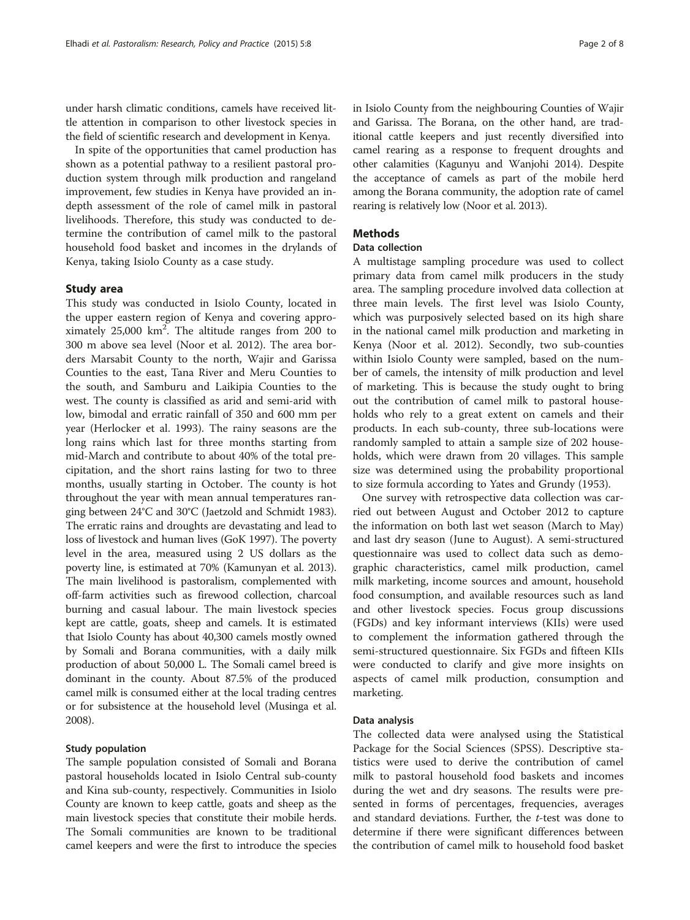under harsh climatic conditions, camels have received little attention in comparison to other livestock species in the field of scientific research and development in Kenya.

In spite of the opportunities that camel production has shown as a potential pathway to a resilient pastoral production system through milk production and rangeland improvement, few studies in Kenya have provided an in-depth assessment of the role of camel milk in pastoral livelihoods. Therefore, this study was conducted to determine the contribution of camel milk to the pastoral household food basket and incomes in the drylands of Kenya, taking Isiolo County as a case study.

## Study area

This study was conducted in Isiolo County, located in the upper eastern region of Kenya and covering approximately 25,000 km$^2$. The altitude ranges from 200 to 300 m above sea level (Noor et al. 2012). The area borders Marsabit County to the north, Wajir and Garissa Counties to the east, Tana River and Meru Counties to the south, and Samburu and Laikipia Counties to the west. The county is classified as arid and semi-arid with low, bimodal and erratic rainfall of 350 and 600 mm per year (Herlocker et al. 1993). The rainy seasons are the long rains which last for three months starting from mid-March and contribute to about 40% of the total precipitation, and the short rains lasting for two to three months, usually starting in October. The county is hot throughout the year with mean annual temperatures ranging between 24°C and 30°C (Jaetzold and Schmidt 1983). The erratic rains and droughts are devastating and lead to loss of livestock and human lives (GoK 1997). The poverty level in the area, measured using 2 US dollars as the poverty line, is estimated at 70% (Kamunyan et al. 2013). The main livelihood is pastoralism, complemented with off-farm activities such as firewood collection, charcoal burning and casual labour. The main livestock species kept are cattle, goats, sheep and camels. It is estimated that Isiolo County has about 40,300 camels mostly owned by Somali and Borana communities, with a daily milk production of about 50,000 L. The Somali camel breed is dominant in the county. About 87.5% of the produced camel milk is consumed either at the local trading centres or for subsistence at the household level (Musinga et al. 2008).

### Study population

The sample population consisted of Somali and Borana pastoral households located in Isiolo Central sub-county and Kina sub-county, respectively. Communities in Isiolo County are known to keep cattle, goats and sheep as the main livestock species that constitute their mobile herds. The Somali communities are known to be traditional camel keepers and were the first to introduce the species in Isiolo County from the neighbouring Counties of Wajir and Garissa. The Borana, on the other hand, are traditional cattle keepers and just recently diversified into camel rearing as a response to frequent droughts and other calamities (Kagunyu and Wanjohi 2014). Despite the acceptance of camels as part of the mobile herd among the Borana community, the adoption rate of camel rearing is relatively low (Noor et al. 2013).

## Methods

### Data collection

A multistage sampling procedure was used to collect primary data from camel milk producers in the study area. The sampling procedure involved data collection at three main levels. The first level was Isiolo County, which was purposively selected based on its high share in the national camel milk production and marketing in Kenya (Noor et al. 2012). Secondly, two sub-counties within Isiolo County were sampled, based on the number of camels, the intensity of milk production and level of marketing. This is because the study ought to bring out the contribution of camel milk to pastoral households who rely to a great extent on camels and their products. In each sub-county, three sub-locations were randomly sampled to attain a sample size of 202 households, which were drawn from 20 villages. This sample size was determined using the probability proportional to size formula according to Yates and Grundy (1953).

One survey with retrospective data collection was carried out between August and October 2012 to capture the information on both last wet season (March to May) and last dry season (June to August). A semi-structured questionnaire was used to collect data such as demographic characteristics, camel milk production, camel milk marketing, income sources and amount, household food consumption, and available resources such as land and other livestock species. Focus group discussions (FGDs) and key informant interviews (KIIs) were used to complement the information gathered through the semi-structured questionnaire. Six FGDs and fifteen KIIs were conducted to clarify and give more insights on aspects of camel milk production, consumption and marketing.

### Data analysis

The collected data were analysed using the Statistical Package for the Social Sciences (SPSS). Descriptive statistics were used to derive the contribution of camel milk to pastoral household food baskets and incomes during the wet and dry seasons. The results were presented in forms of percentages, frequencies, averages and standard deviations. Further, the *t*-test was done to determine if there were significant differences between the contribution of camel milk to household food basket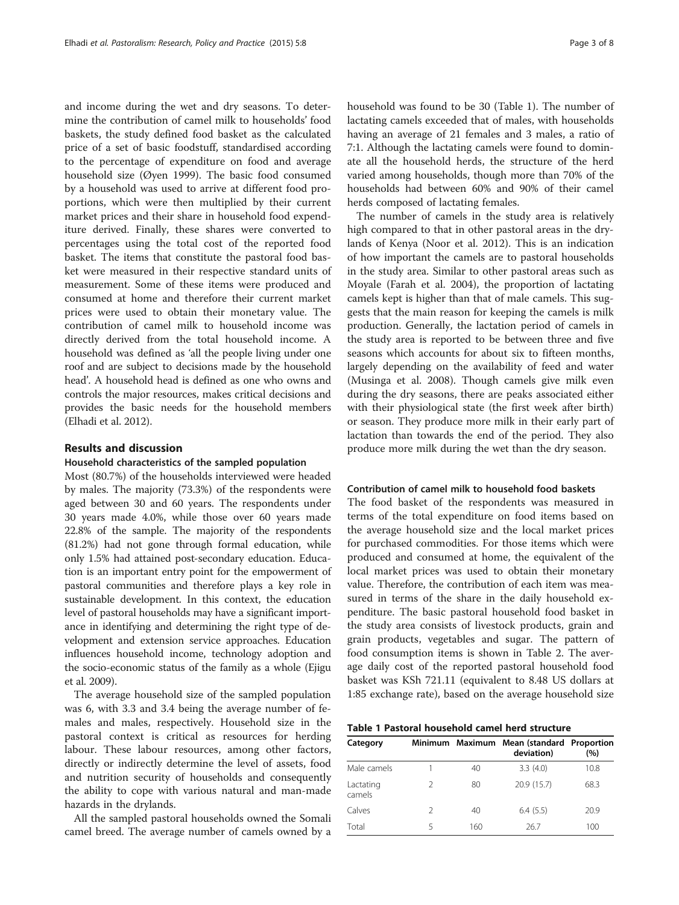and income during the wet and dry seasons. To determine the contribution of camel milk to households' food baskets, the study defined food basket as the calculated price of a set of basic foodstuff, standardised according to the percentage of expenditure on food and average household size (Øyen 1999). The basic food consumed by a household was used to arrive at different food proportions, which were then multiplied by their current market prices and their share in household food expenditure derived. Finally, these shares were converted to percentages using the total cost of the reported food basket. The items that constitute the pastoral food basket were measured in their respective standard units of measurement. Some of these items were produced and consumed at home and therefore their current market prices were used to obtain their monetary value. The contribution of camel milk to household income was directly derived from the total household income. A household was defined as 'all the people living under one roof and are subject to decisions made by the household head'. A household head is defined as one who owns and controls the major resources, makes critical decisions and provides the basic needs for the household members (Elhadi et al. 2012).

## Results and discussion

### Household characteristics of the sampled population

Most (80.7%) of the households interviewed were headed by males. The majority (73.3%) of the respondents were aged between 30 and 60 years. The respondents under 30 years made 4.0%, while those over 60 years made 22.8% of the sample. The majority of the respondents (81.2%) had not gone through formal education, while only 1.5% had attained post-secondary education. Education is an important entry point for the empowerment of pastoral communities and therefore plays a key role in sustainable development. In this context, the education level of pastoral households may have a significant importance in identifying and determining the right type of development and extension service approaches. Education influences household income, technology adoption and the socio-economic status of the family as a whole (Ejigu et al. 2009).

The average household size of the sampled population was 6, with 3.3 and 3.4 being the average number of females and males, respectively. Household size in the pastoral context is critical as resources for herding labour. These labour resources, among other factors, directly or indirectly determine the level of assets, food and nutrition security of households and consequently the ability to cope with various natural and man-made hazards in the drylands.

All the sampled pastoral households owned the Somali camel breed. The average number of camels owned by a household was found to be 30 (Table 1). The number of lactating camels exceeded that of males, with households having an average of 21 females and 3 males, a ratio of 7:1. Although the lactating camels were found to dominate all the household herds, the structure of the herd varied among households, though more than 70% of the households had between 60% and 90% of their camel herds composed of lactating females.

The number of camels in the study area is relatively high compared to that in other pastoral areas in the drylands of Kenya (Noor et al. 2012). This is an indication of how important the camels are to pastoral households in the study area. Similar to other pastoral areas such as Moyale (Farah et al. 2004), the proportion of lactating camels kept is higher than that of male camels. This suggests that the main reason for keeping the camels is milk production. Generally, the lactation period of camels in the study area is reported to be between three and five seasons which accounts for about six to fifteen months, largely depending on the availability of feed and water (Musinga et al. 2008). Though camels give milk even during the dry seasons, there are peaks associated either with their physiological state (the first week after birth) or season. They produce more milk in their early part of lactation than towards the end of the period. They also produce more milk during the wet than the dry season.

### Contribution of camel milk to household food baskets

The food basket of the respondents was measured in terms of the total expenditure on food items based on the average household size and the local market prices for purchased commodities. For those items which were produced and consumed at home, the equivalent of the local market prices was used to obtain their monetary value. Therefore, the contribution of each item was measured in terms of the share in the daily household expenditure. The basic pastoral household food basket in the study area consists of livestock products, grain and grain products, vegetables and sugar. The pattern of food consumption items is shown in Table 2. The average daily cost of the reported pastoral household food basket was KSh 721.11 (equivalent to 8.48 US dollars at 1:85 exchange rate), based on the average household size

**Table 1 Pastoral household camel herd structure**

| Category | Minimum | Maximum | Mean (standard deviation) | Proportion (%) |
|---|---|---|---|---|
| Male camels | 1 | 40 | 3.3 (4.0) | 10.8 |
| Lactating camels | 2 | 80 | 20.9 (15.7) | 68.3 |
| Calves | 2 | 40 | 6.4 (5.5) | 20.9 |
| Total | 5 | 160 | 26.7 | 100 |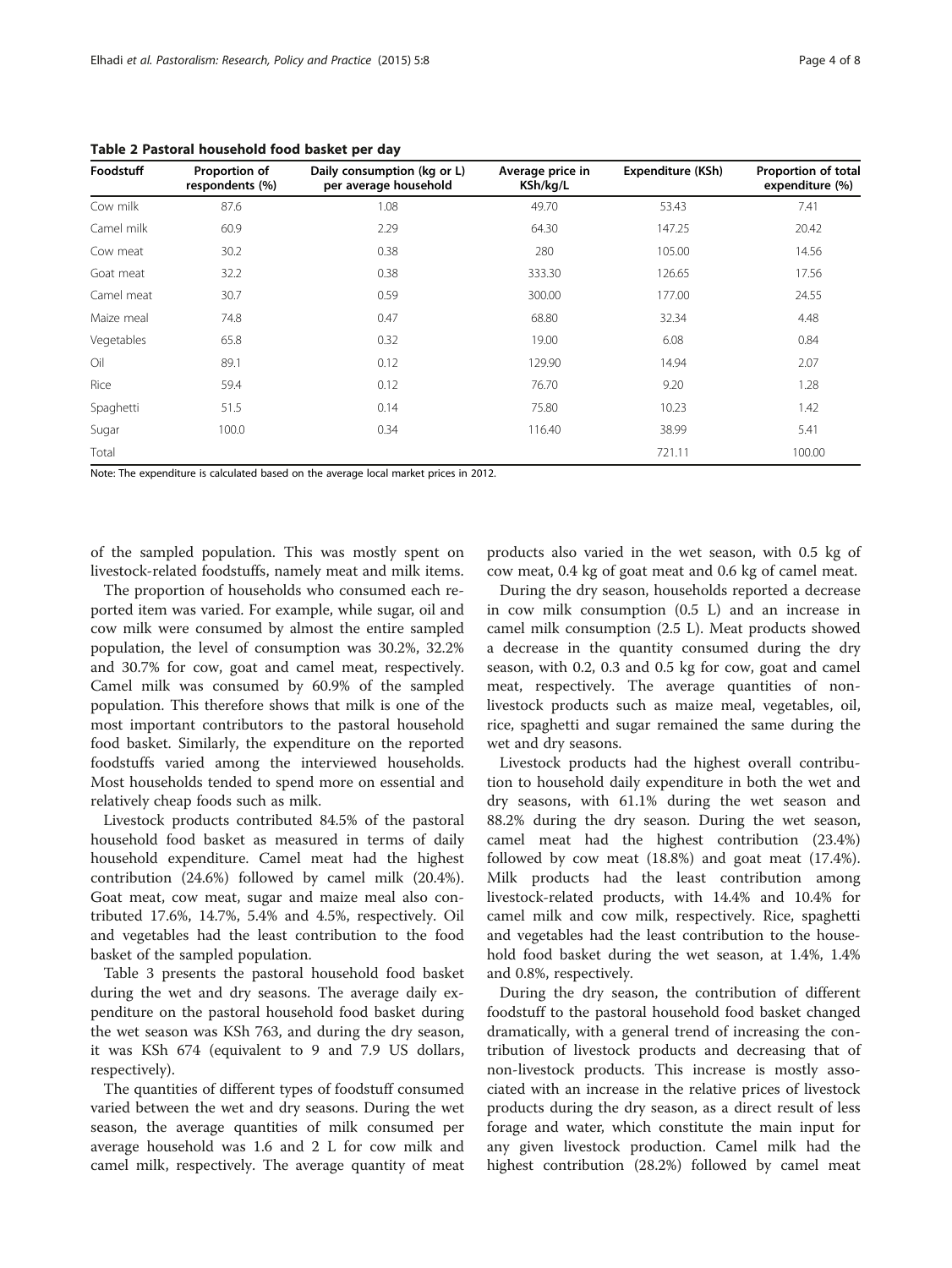**Table 2 Pastoral household food basket per day**

| Foodstuff | Proportion of respondents (%) | Daily consumption (kg or L) per average household | Average price in KSh/kg/L | Expenditure (KSh) | Proportion of total expenditure (%) |
|---|---|---|---|---|---|
| Cow milk | 87.6 | 1.08 | 49.70 | 53.43 | 7.41 |
| Camel milk | 60.9 | 2.29 | 64.30 | 147.25 | 20.42 |
| Cow meat | 30.2 | 0.38 | 280 | 105.00 | 14.56 |
| Goat meat | 32.2 | 0.38 | 333.30 | 126.65 | 17.56 |
| Camel meat | 30.7 | 0.59 | 300.00 | 177.00 | 24.55 |
| Maize meal | 74.8 | 0.47 | 68.80 | 32.34 | 4.48 |
| Vegetables | 65.8 | 0.32 | 19.00 | 6.08 | 0.84 |
| Oil | 89.1 | 0.12 | 129.90 | 14.94 | 2.07 |
| Rice | 59.4 | 0.12 | 76.70 | 9.20 | 1.28 |
| Spaghetti | 51.5 | 0.14 | 75.80 | 10.23 | 1.42 |
| Sugar | 100.0 | 0.34 | 116.40 | 38.99 | 5.41 |
| Total | | | | 721.11 | 100.00 |

Note: The expenditure is calculated based on the average local market prices in 2012.

of the sampled population. This was mostly spent on livestock-related foodstuffs, namely meat and milk items.

The proportion of households who consumed each reported item was varied. For example, while sugar, oil and cow milk were consumed by almost the entire sampled population, the level of consumption was 30.2%, 32.2% and 30.7% for cow, goat and camel meat, respectively. Camel milk was consumed by 60.9% of the sampled population. This therefore shows that milk is one of the most important contributors to the pastoral household food basket. Similarly, the expenditure on the reported foodstuffs varied among the interviewed households. Most households tended to spend more on essential and relatively cheap foods such as milk.

Livestock products contributed 84.5% of the pastoral household food basket as measured in terms of daily household expenditure. Camel meat had the highest contribution (24.6%) followed by camel milk (20.4%). Goat meat, cow meat, sugar and maize meal also contributed 17.6%, 14.7%, 5.4% and 4.5%, respectively. Oil and vegetables had the least contribution to the food basket of the sampled population.

Table 3 presents the pastoral household food basket during the wet and dry seasons. The average daily expenditure on the pastoral household food basket during the wet season was KSh 763, and during the dry season, it was KSh 674 (equivalent to 9 and 7.9 US dollars, respectively).

The quantities of different types of foodstuff consumed varied between the wet and dry seasons. During the wet season, the average quantities of milk consumed per average household was 1.6 and 2 L for cow milk and camel milk, respectively. The average quantity of meat products also varied in the wet season, with 0.5 kg of cow meat, 0.4 kg of goat meat and 0.6 kg of camel meat.

During the dry season, households reported a decrease in cow milk consumption (0.5 L) and an increase in camel milk consumption (2.5 L). Meat products showed a decrease in the quantity consumed during the dry season, with 0.2, 0.3 and 0.5 kg for cow, goat and camel meat, respectively. The average quantities of non-livestock products such as maize meal, vegetables, oil, rice, spaghetti and sugar remained the same during the wet and dry seasons.

Livestock products had the highest overall contribution to household daily expenditure in both the wet and dry seasons, with 61.1% during the wet season and 88.2% during the dry season. During the wet season, camel meat had the highest contribution (23.4%) followed by cow meat (18.8%) and goat meat (17.4%). Milk products had the least contribution among livestock-related products, with 14.4% and 10.4% for camel milk and cow milk, respectively. Rice, spaghetti and vegetables had the least contribution to the household food basket during the wet season, at 1.4%, 1.4% and 0.8%, respectively.

During the dry season, the contribution of different foodstuff to the pastoral household food basket changed dramatically, with a general trend of increasing the contribution of livestock products and decreasing that of non-livestock products. This increase is mostly associated with an increase in the relative prices of livestock products during the dry season, as a direct result of less forage and water, which constitute the main input for any given livestock production. Camel milk had the highest contribution (28.2%) followed by camel meat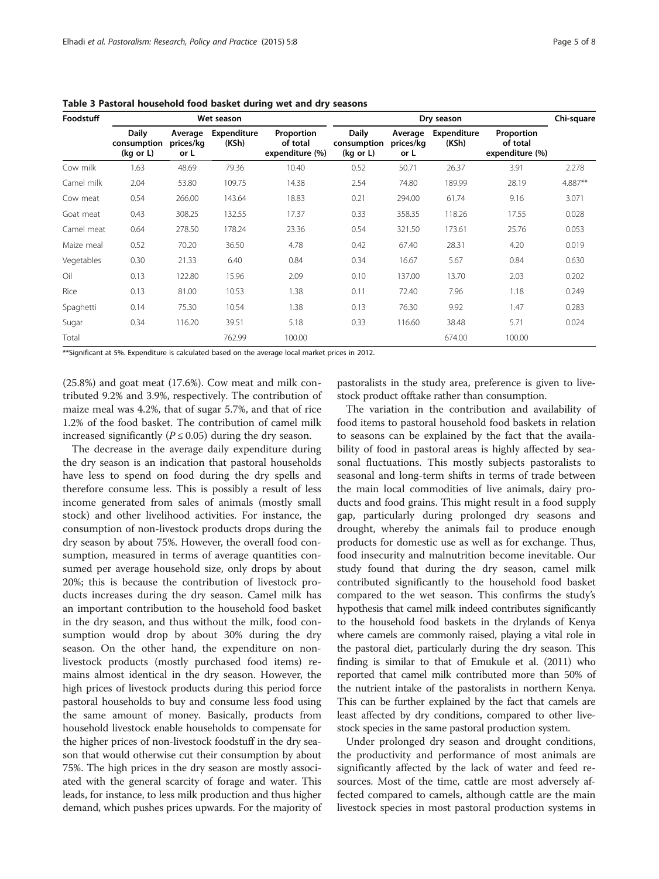**Table 3 Pastoral household food basket during wet and dry seasons**

| Foodstuff | Wet season | | | | Dry season | | | | Chi-square |
|---|---|---|---|---|---|---|---|---|---|
| | Daily consumption (kg or L) | Average prices/kg or L | Expenditure (KSh) | Proportion of total expenditure (%) | Daily consumption (kg or L) | Average prices/kg or L | Expenditure (KSh) | Proportion of total expenditure (%) | |
| Cow milk | 1.63 | 48.69 | 79.36 | 10.40 | 0.52 | 50.71 | 26.37 | 3.91 | 2.278 |
| Camel milk | 2.04 | 53.80 | 109.75 | 14.38 | 2.54 | 74.80 | 189.99 | 28.19 | 4.887** |
| Cow meat | 0.54 | 266.00 | 143.64 | 18.83 | 0.21 | 294.00 | 61.74 | 9.16 | 3.071 |
| Goat meat | 0.43 | 308.25 | 132.55 | 17.37 | 0.33 | 358.35 | 118.26 | 17.55 | 0.028 |
| Camel meat | 0.64 | 278.50 | 178.24 | 23.36 | 0.54 | 321.50 | 173.61 | 25.76 | 0.053 |
| Maize meal | 0.52 | 70.20 | 36.50 | 4.78 | 0.42 | 67.40 | 28.31 | 4.20 | 0.019 |
| Vegetables | 0.30 | 21.33 | 6.40 | 0.84 | 0.34 | 16.67 | 5.67 | 0.84 | 0.630 |
| Oil | 0.13 | 122.80 | 15.96 | 2.09 | 0.10 | 137.00 | 13.70 | 2.03 | 0.202 |
| Rice | 0.13 | 81.00 | 10.53 | 1.38 | 0.11 | 72.40 | 7.96 | 1.18 | 0.249 |
| Spaghetti | 0.14 | 75.30 | 10.54 | 1.38 | 0.13 | 76.30 | 9.92 | 1.47 | 0.283 |
| Sugar | 0.34 | 116.20 | 39.51 | 5.18 | 0.33 | 116.60 | 38.48 | 5.71 | 0.024 |
| Total | | | 762.99 | 100.00 | | | 674.00 | 100.00 | |

**Significant at 5%. Expenditure is calculated based on the average local market prices in 2012.

(25.8%) and goat meat (17.6%). Cow meat and milk contributed 9.2% and 3.9%, respectively. The contribution of maize meal was 4.2%, that of sugar 5.7%, and that of rice 1.2% of the food basket. The contribution of camel milk increased significantly ($P \leq 0.05$) during the dry season.

The decrease in the average daily expenditure during the dry season is an indication that pastoral households have less to spend on food during the dry spells and therefore consume less. This is possibly a result of less income generated from sales of animals (mostly small stock) and other livelihood activities. For instance, the consumption of non-livestock products drops during the dry season by about 75%. However, the overall food consumption, measured in terms of average quantities consumed per average household size, only drops by about 20%; this is because the contribution of livestock products increases during the dry season. Camel milk has an important contribution to the household food basket in the dry season, and thus without the milk, food consumption would drop by about 30% during the dry season. On the other hand, the expenditure on non-livestock products (mostly purchased food items) remains almost identical in the dry season. However, the high prices of livestock products during this period force pastoral households to buy and consume less food using the same amount of money. Basically, products from household livestock enable households to compensate for the higher prices of non-livestock foodstuff in the dry season that would otherwise cut their consumption by about 75%. The high prices in the dry season are mostly associated with the general scarcity of forage and water. This leads, for instance, to less milk production and thus higher demand, which pushes prices upwards. For the majority of pastoralists in the study area, preference is given to livestock product offtake rather than consumption.

The variation in the contribution and availability of food items to pastoral household food baskets in relation to seasons can be explained by the fact that the availability of food in pastoral areas is highly affected by seasonal fluctuations. This mostly subjects pastoralists to seasonal and long-term shifts in terms of trade between the main local commodities of live animals, dairy products and food grains. This might result in a food supply gap, particularly during prolonged dry seasons and drought, whereby the animals fail to produce enough products for domestic use as well as for exchange. Thus, food insecurity and malnutrition become inevitable. Our study found that during the dry season, camel milk contributed significantly to the household food basket compared to the wet season. This confirms the study's hypothesis that camel milk indeed contributes significantly to the household food baskets in the drylands of Kenya where camels are commonly raised, playing a vital role in the pastoral diet, particularly during the dry season. This finding is similar to that of Emukule et al. (2011) who reported that camel milk contributed more than 50% of the nutrient intake of the pastoralists in northern Kenya. This can be further explained by the fact that camels are least affected by dry conditions, compared to other livestock species in the same pastoral production system.

Under prolonged dry season and drought conditions, the productivity and performance of most animals are significantly affected by the lack of water and feed resources. Most of the time, cattle are most adversely affected compared to camels, although cattle are the main livestock species in most pastoral production systems in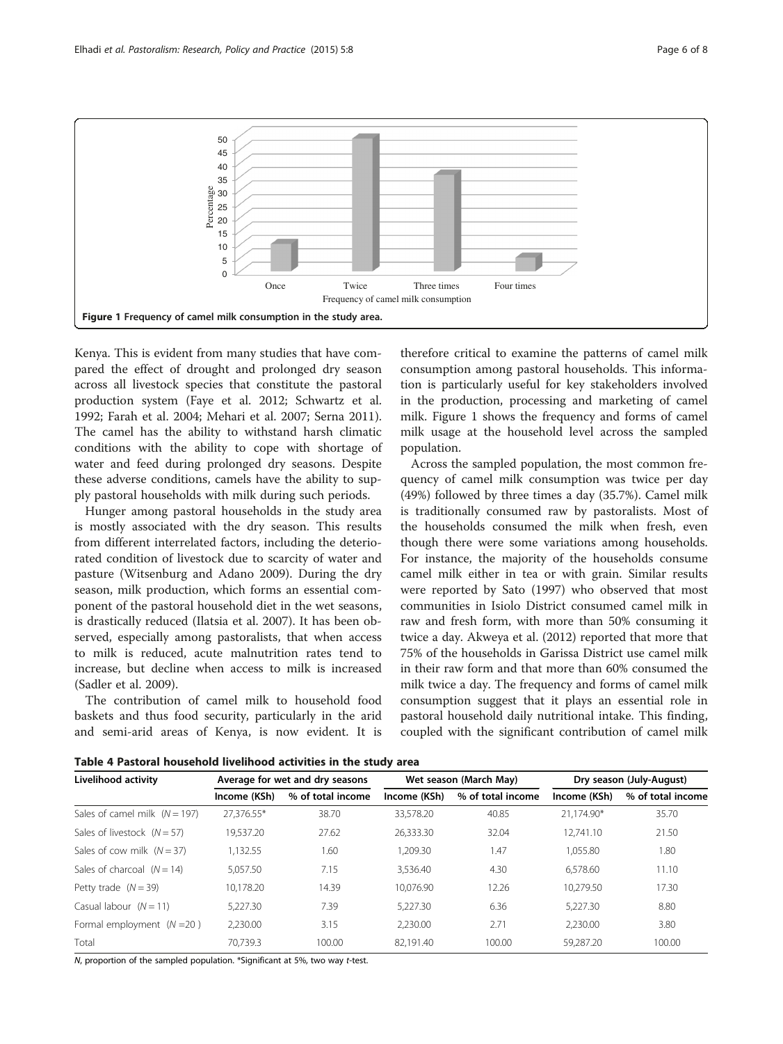Figure 1 Frequency of camel milk consumption in the study area.

Kenya. This is evident from many studies that have compared the effect of drought and prolonged dry season across all livestock species that constitute the pastoral production system (Faye et al. 2012; Schwartz et al. 1992; Farah et al. 2004; Mehari et al. 2007; Serna 2011). The camel has the ability to withstand harsh climatic conditions with the ability to cope with shortage of water and feed during prolonged dry seasons. Despite these adverse conditions, camels have the ability to supply pastoral households with milk during such periods.

Hunger among pastoral households in the study area is mostly associated with the dry season. This results from different interrelated factors, including the deteriorated condition of livestock due to scarcity of water and pasture (Witsenburg and Adano 2009). During the dry season, milk production, which forms an essential component of the pastoral household diet in the wet seasons, is drastically reduced (Ilatsia et al. 2007). It has been observed, especially among pastoralists, that when access to milk is reduced, acute malnutrition rates tend to increase, but decline when access to milk is increased (Sadler et al. 2009).

The contribution of camel milk to household food baskets and thus food security, particularly in the arid and semi-arid areas of Kenya, is now evident. It is therefore critical to examine the patterns of camel milk consumption among pastoral households. This information is particularly useful for key stakeholders involved in the production, processing and marketing of camel milk. Figure 1 shows the frequency and forms of camel milk usage at the household level across the sampled population.

Across the sampled population, the most common frequency of camel milk consumption was twice per day (49%) followed by three times a day (35.7%). Camel milk is traditionally consumed raw by pastoralists. Most of the households consumed the milk when fresh, even though there were some variations among households. For instance, the majority of the households consume camel milk either in tea or with grain. Similar results were reported by Sato (1997) who observed that most communities in Isiolo District consumed camel milk in raw and fresh form, with more than 50% consuming it twice a day. Akweya et al. (2012) reported that more that 75% of the households in Garissa District use camel milk in their raw form and that more than 60% consumed the milk twice a day. The frequency and forms of camel milk consumption suggest that it plays an essential role in pastoral household daily nutritional intake. This finding, coupled with the significant contribution of camel milk

**Table 4 Pastoral household livelihood activities in the study area**

| Livelihood activity | Average for wet and dry seasons | | Wet season (March May) | | Dry season (July-August) | |
|---|---|---|---|---|---|---|
| | Income (KSh) | % of total income | Income (KSh) | % of total income | Income (KSh) | % of total income |
| Sales of camel milk ($N = 197$) | 27,376.55* | 38.70 | 33,578.20 | 40.85 | 21,174.90* | 35.70 |
| Sales of livestock ($N = 57$) | 19,537.20 | 27.62 | 26,333.30 | 32.04 | 12,741.10 | 21.50 |
| Sales of cow milk ($N = 37$) | 1,132.55 | 1.60 | 1,209.30 | 1.47 | 1,055.80 | 1.80 |
| Sales of charcoal ($N = 14$) | 5,057.50 | 7.15 | 3,536.40 | 4.30 | 6,578.60 | 11.10 |
| Petty trade ($N = 39$) | 10,178.20 | 14.39 | 10,076.90 | 12.26 | 10,279.50 | 17.30 |
| Casual labour ($N = 11$) | 5,227.30 | 7.39 | 5,227.30 | 6.36 | 5,227.30 | 8.80 |
| Formal employment ($N = 20$) | 2,230.00 | 3.15 | 2,230.00 | 2.71 | 2,230.00 | 3.80 |
| Total | 70,739.3 | 100.00 | 82,191.40 | 100.00 | 59,287.20 | 100.00 |

*N*, proportion of the sampled population. *Significant at 5%, two way *t*-test.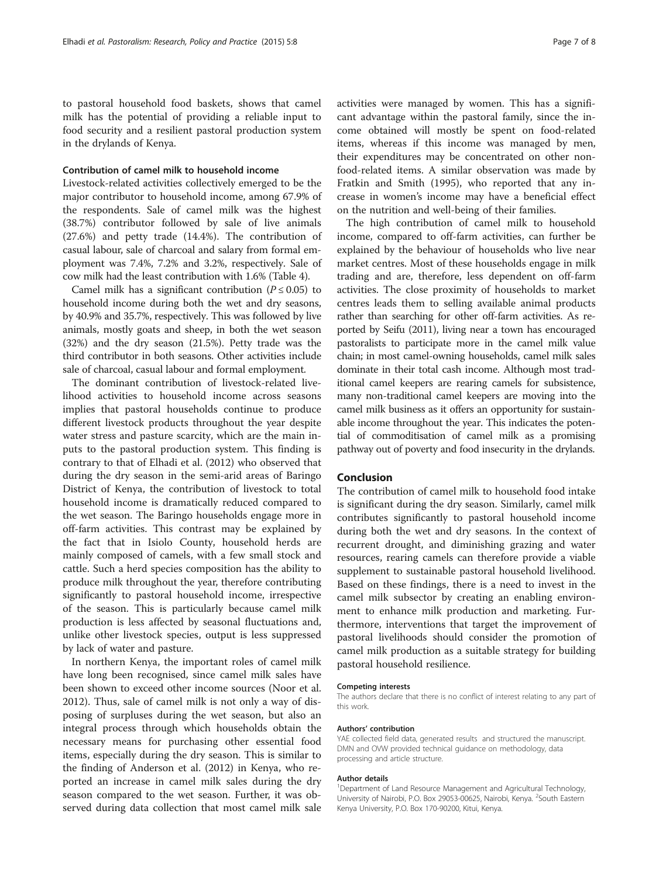to pastoral household food baskets, shows that camel milk has the potential of providing a reliable input to food security and a resilient pastoral production system in the drylands of Kenya.

### Contribution of camel milk to household income

Livestock-related activities collectively emerged to be the major contributor to household income, among 67.9% of the respondents. Sale of camel milk was the highest (38.7%) contributor followed by sale of live animals (27.6%) and petty trade (14.4%). The contribution of casual labour, sale of charcoal and salary from formal employment was 7.4%, 7.2% and 3.2%, respectively. Sale of cow milk had the least contribution with 1.6% (Table 4).

Camel milk has a significant contribution ($P \leq 0.05$) to household income during both the wet and dry seasons, by 40.9% and 35.7%, respectively. This was followed by live animals, mostly goats and sheep, in both the wet season (32%) and the dry season (21.5%). Petty trade was the third contributor in both seasons. Other activities include sale of charcoal, casual labour and formal employment.

The dominant contribution of livestock-related livelihood activities to household income across seasons implies that pastoral households continue to produce different livestock products throughout the year despite water stress and pasture scarcity, which are the main inputs to the pastoral production system. This finding is contrary to that of Elhadi et al. (2012) who observed that during the dry season in the semi-arid areas of Baringo District of Kenya, the contribution of livestock to total household income is dramatically reduced compared to the wet season. The Baringo households engage more in off-farm activities. This contrast may be explained by the fact that in Isiolo County, household herds are mainly composed of camels, with a few small stock and cattle. Such a herd species composition has the ability to produce milk throughout the year, therefore contributing significantly to pastoral household income, irrespective of the season. This is particularly because camel milk production is less affected by seasonal fluctuations and, unlike other livestock species, output is less suppressed by lack of water and pasture.

In northern Kenya, the important roles of camel milk have long been recognised, since camel milk sales have been shown to exceed other income sources (Noor et al. 2012). Thus, sale of camel milk is not only a way of disposing of surpluses during the wet season, but also an integral process through which households obtain the necessary means for purchasing other essential food items, especially during the dry season. This is similar to the finding of Anderson et al. (2012) in Kenya, who reported an increase in camel milk sales during the dry season compared to the wet season. Further, it was observed during data collection that most camel milk sale activities were managed by women. This has a significant advantage within the pastoral family, since the income obtained will mostly be spent on food-related items, whereas if this income was managed by men, their expenditures may be concentrated on other non-food-related items. A similar observation was made by Fratkin and Smith (1995), who reported that any increase in women's income may have a beneficial effect on the nutrition and well-being of their families.

The high contribution of camel milk to household income, compared to off-farm activities, can further be explained by the behaviour of households who live near market centres. Most of these households engage in milk trading and are, therefore, less dependent on off-farm activities. The close proximity of households to market centres leads them to selling available animal products rather than searching for other off-farm activities. As reported by Seifu (2011), living near a town has encouraged pastoralists to participate more in the camel milk value chain; in most camel-owning households, camel milk sales dominate in their total cash income. Although most traditional camel keepers are rearing camels for subsistence, many non-traditional camel keepers are moving into the camel milk business as it offers an opportunity for sustainable income throughout the year. This indicates the potential of commoditisation of camel milk as a promising pathway out of poverty and food insecurity in the drylands.

## Conclusion

The contribution of camel milk to household food intake is significant during the dry season. Similarly, camel milk contributes significantly to pastoral household income during both the wet and dry seasons. In the context of recurrent drought, and diminishing grazing and water resources, rearing camels can therefore provide a viable supplement to sustainable pastoral household livelihood. Based on these findings, there is a need to invest in the camel milk subsector by creating an enabling environment to enhance milk production and marketing. Furthermore, interventions that target the improvement of pastoral livelihoods should consider the promotion of camel milk production as a suitable strategy for building pastoral household resilience.

#### Competing interests

The authors declare that there is no conflict of interest relating to any part of this work.

#### Authors' contribution

YAE collected field data, generated results and structured the manuscript. DMN and OVW provided technical guidance on methodology, data processing and article structure.

#### Author details

[1]Department of Land Resource Management and Agricultural Technology, University of Nairobi, P.O. Box 29053-00625, Nairobi, Kenya. [2]South Eastern Kenya University, P.O. Box 170-90200, Kitui, Kenya.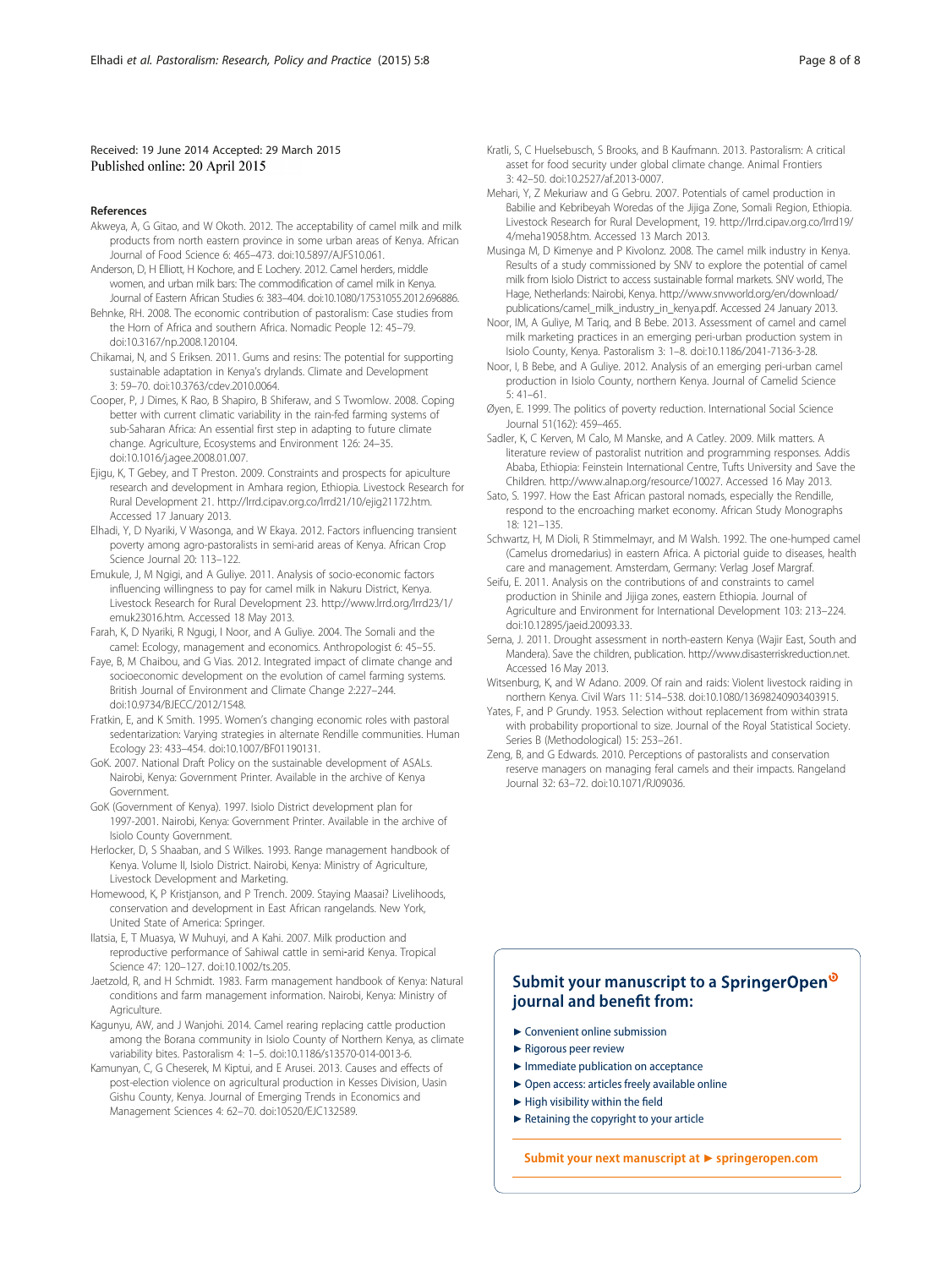Received: 19 June 2014 Accepted: 29 March 2015
Published online: 20 April 2015

## References

Akweya, A, G Gitao, and W Okoth. 2012. The acceptability of camel milk and milk products from north eastern province in some urban areas of Kenya. African Journal of Food Science 6: 465–473. doi:10.5897/AJFS10.061.

Anderson, D, H Elliott, H Kochore, and E Lochery. 2012. Camel herders, middle women, and urban milk bars: The commodification of camel milk in Kenya. Journal of Eastern African Studies 6: 383–404. doi:10.1080/17531055.2012.696886.

Behnke, RH. 2008. The economic contribution of pastoralism: Case studies from the Horn of Africa and southern Africa. Nomadic People 12: 45–79. doi:10.3167/np.2008.120104.

Chikamai, N, and S Eriksen. 2011. Gums and resins: The potential for supporting sustainable adaptation in Kenya's drylands. Climate and Development 3: 59–70. doi:10.3763/cdev.2010.0064.

Cooper, P, J Dimes, K Rao, B Shapiro, B Shiferaw, and S Twomlow. 2008. Coping better with current climatic variability in the rain-fed farming systems of sub-Saharan Africa: An essential first step in adapting to future climate change. Agriculture, Ecosystems and Environment 126: 24–35. doi:10.1016/j.agee.2008.01.007.

Ejigu, K, T Gebey, and T Preston. 2009. Constraints and prospects for apiculture research and development in Amhara region, Ethiopia. Livestock Research for Rural Development 21. http://lrrd.cipav.org.co/lrrd21/10/ejig21172.htm. Accessed 17 January 2013.

Elhadi, Y, D Nyariki, V Wasonga, and W Ekaya. 2012. Factors influencing transient poverty among agro-pastoralists in semi-arid areas of Kenya. African Crop Science Journal 20: 113–122.

Emukule, J, M Ngigi, and A Guliye. 2011. Analysis of socio-economic factors influencing willingness to pay for camel milk in Nakuru District, Kenya. Livestock Research for Rural Development 23. http://www.lrrd.org/lrrd23/1/emuk23016.htm. Accessed 18 May 2013.

Farah, K, D Nyariki, R Ngugi, I Noor, and A Guliye. 2004. The Somali and the camel: Ecology, management and economics. Anthropologist 6: 45–55.

Faye, B, M Chaibou, and G Vias. 2012. Integrated impact of climate change and socioeconomic development on the evolution of camel farming systems. British Journal of Environment and Climate Change 2:227–244. doi:10.9734/BJECC/2012/1548.

Fratkin, E, and K Smith. 1995. Women's changing economic roles with pastoral sedentarization: Varying strategies in alternate Rendille communities. Human Ecology 23: 433–454. doi:10.1007/BF01190131.

GoK. 2007. National Draft Policy on the sustainable development of ASALs. Nairobi, Kenya: Government Printer. Available in the archive of Kenya Government.

GoK (Government of Kenya). 1997. Isiolo District development plan for 1997-2001. Nairobi, Kenya: Government Printer. Available in the archive of Isiolo County Government.

Herlocker, D, S Shaaban, and S Wilkes. 1993. Range management handbook of Kenya. Volume II, Isiolo District. Nairobi, Kenya: Ministry of Agriculture, Livestock Development and Marketing.

Homewood, K, P Kristjanson, and P Trench. 2009. Staying Maasai? Livelihoods, conservation and development in East African rangelands. New York, United State of America: Springer.

Ilatsia, E, T Muasya, W Muhuyi, and A Kahi. 2007. Milk production and reproductive performance of Sahiwal cattle in semi-arid Kenya. Tropical Science 47: 120–127. doi:10.1002/ts.205.

Jaetzold, R, and H Schmidt. 1983. Farm management handbook of Kenya: Natural conditions and farm management information. Nairobi, Kenya: Ministry of Agriculture.

Kagunyu, AW, and J Wanjohi. 2014. Camel rearing replacing cattle production among the Borana community in Isiolo County of Northern Kenya, as climate variability bites. Pastoralism 4: 1–5. doi:10.1186/s13570-014-0013-6.

Kamunyan, C, G Cheserek, M Kiptui, and E Arusei. 2013. Causes and effects of post-election violence on agricultural production in Kesses Division, Uasin Gishu County, Kenya. Journal of Emerging Trends in Economics and Management Sciences 4: 62–70. doi:10520/EJC132589.

Kratli, S, C Huelsebusch, S Brooks, and B Kaufmann. 2013. Pastoralism: A critical asset for food security under global climate change. Animal Frontiers 3: 42–50. doi:10.2527/af.2013-0007.

Mehari, Y, Z Mekuriaw and G Gebru. 2007. Potentials of camel production in Babilie and Kebribeyah Woredas of the Jijiga Zone, Somali Region, Ethiopia. Livestock Research for Rural Development, 19. http://lrrd.cipav.org.co/lrrd19/4/meha19058.htm. Accessed 13 March 2013.

Musinga M, D Kimenye and P Kivolonz. 2008. The camel milk industry in Kenya. Results of a study commissioned by SNV to explore the potential of camel milk from Isiolo District to access sustainable formal markets. SNV world, The Hage, Netherlands: Nairobi, Kenya. http://www.snvworld.org/en/download/publications/camel_milk_industry_in_kenya.pdf. Accessed 24 January 2013.

Noor, IM, A Guliye, M Tariq, and B Bebe. 2013. Assessment of camel and camel milk marketing practices in an emerging peri-urban production system in Isiolo County, Kenya. Pastoralism 3: 1–8. doi:10.1186/2041-7136-3-28.

Noor, I, B Bebe, and A Guliye. 2012. Analysis of an emerging peri-urban camel production in Isiolo County, northern Kenya. Journal of Camelid Science 5: 41–61.

Øyen, E. 1999. The politics of poverty reduction. International Social Science Journal 51(162): 459–465.

Sadler, K, C Kerven, M Calo, M Manske, and A Catley. 2009. Milk matters. A literature review of pastoralist nutrition and programming responses. Addis Ababa, Ethiopia: Feinstein International Centre, Tufts University and Save the Children. http://www.alnap.org/resource/10027. Accessed 16 May 2013.

Sato, S. 1997. How the East African pastoral nomads, especially the Rendille, respond to the encroaching market economy. African Study Monographs 18: 121–135.

Schwartz, H, M Dioli, R Stimmelmayr, and M Walsh. 1992. The one-humped camel (Camelus dromedarius) in eastern Africa. A pictorial guide to diseases, health care and management. Amsterdam, Germany: Verlag Josef Margraf.

Seifu, E. 2011. Analysis on the contributions of and constraints to camel production in Shinile and Jijiga zones, eastern Ethiopia. Journal of Agriculture and Environment for International Development 103: 213–224. doi:10.12895/jaeid.20093.33.

Serna, J. 2011. Drought assessment in north-eastern Kenya (Wajir East, South and Mandera). Save the children, publication. http://www.disasterriskreduction.net. Accessed 16 May 2013.

Witsenburg, K, and W Adano. 2009. Of rain and raids: Violent livestock raiding in northern Kenya. Civil Wars 11: 514–538. doi:10.1080/13698240903403915.

Yates, F, and P Grundy. 1953. Selection without replacement from within strata with probability proportional to size. Journal of the Royal Statistical Society. Series B (Methodological) 15: 253–261.

Zeng, B, and G Edwards. 2010. Perceptions of pastoralists and conservation reserve managers on managing feral camels and their impacts. Rangeland Journal 32: 63–72. doi:10.1071/RJ09036.

**Submit your manuscript to a SpringerOpen journal and benefit from:**

- ► Convenient online submission
- ► Rigorous peer review
- ► Immediate publication on acceptance
- ► Open access: articles freely available online
- ► High visibility within the field
- ► Retaining the copyright to your article

**Submit your next manuscript at ► springeropen.com**